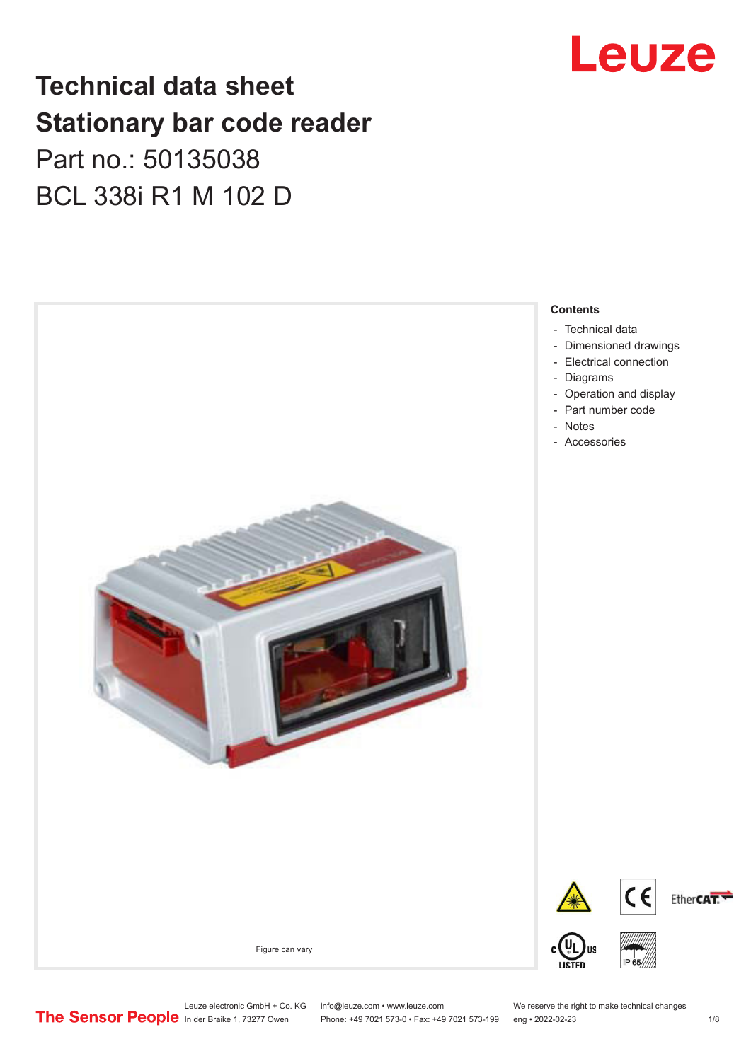# Technical data sheet
# Stationary bar code reader

Part no.: 50135038

BCL 338i R1 M 102 D

Figure can vary

**Contents**

- Technical data
- Dimensioned drawings
- Electrical connection
- Diagrams
- Operation and display
- Part number code
- Notes
- Accessories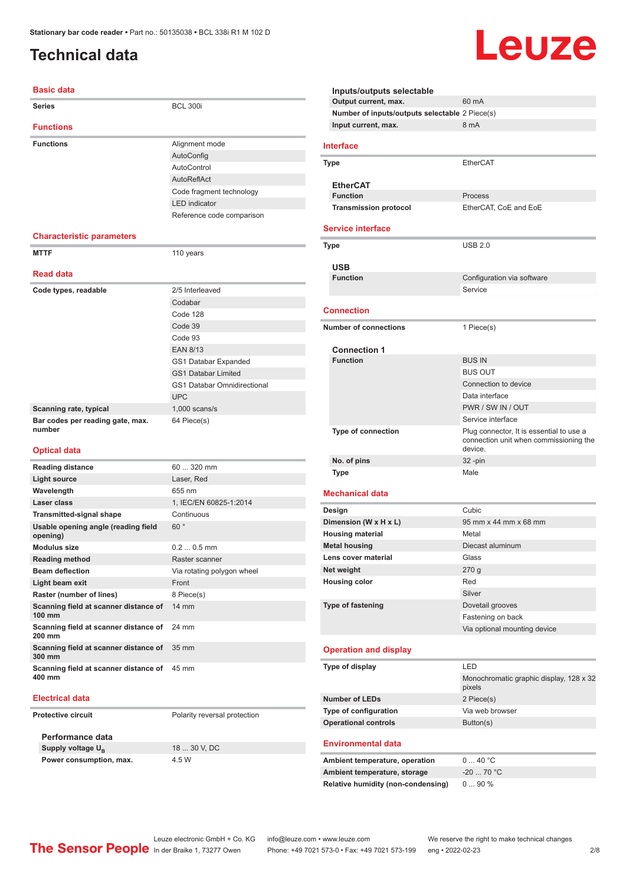Stationary bar code reader • Part no.: 50135038 • BCL 338i R1 M 102 D

# Technical data

## Basic data

| | |
|---|---|
| **Series** | BCL 300i |

## Functions

| | |
|---|---|
| **Functions** | Alignment mode |
| | AutoConfig |
| | AutoControl |
| | AutoReflAct |
| | Code fragment technology |
| | LED indicator |
| | Reference code comparison |

## Characteristic parameters

| | |
|---|---|
| **MTTF** | 110 years |

## Read data

| | |
|---|---|
| **Code types, readable** | 2/5 Interleaved |
| | Codabar |
| | Code 128 |
| | Code 39 |
| | Code 93 |
| | EAN 8/13 |
| | GS1 Databar Expanded |
| | GS1 Databar Limited |
| | GS1 Databar Omnidirectional |
| | UPC |
| **Scanning rate, typical** | 1,000 scans/s |
| **Bar codes per reading gate, max. number** | 64 Piece(s) |

## Optical data

| | |
|---|---|
| **Reading distance** | 60 ... 320 mm |
| **Light source** | Laser, Red |
| **Wavelength** | 655 nm |
| **Laser class** | 1, IEC/EN 60825-1:2014 |
| **Transmitted-signal shape** | Continuous |
| **Usable opening angle (reading field opening)** | 60 ° |
| **Modulus size** | 0.2 ... 0.5 mm |
| **Reading method** | Raster scanner |
| **Beam deflection** | Via rotating polygon wheel |
| **Light beam exit** | Front |
| **Raster (number of lines)** | 8 Piece(s) |
| **Scanning field at scanner distance of 100 mm** | 14 mm |
| **Scanning field at scanner distance of 200 mm** | 24 mm |
| **Scanning field at scanner distance of 300 mm** | 35 mm |
| **Scanning field at scanner distance of 400 mm** | 45 mm |

## Electrical data

| | |
|---|---|
| **Protective circuit** | Polarity reversal protection |

### Performance data

| | |
|---|---|
| **Supply voltage $U_B$** | 18 ... 30 V, DC |
| **Power consumption, max.** | 4.5 W |

### Inputs/outputs selectable

| | |
|---|---|
| **Output current, max.** | 60 mA |
| **Number of inputs/outputs selectable** | 2 Piece(s) |
| **Input current, max.** | 8 mA |

## Interface

| | |
|---|---|
| **Type** | EtherCAT |

### EtherCAT

| | |
|---|---|
| **Function** | Process |
| **Transmission protocol** | EtherCAT, CoE and EoE |

## Service interface

| | |
|---|---|
| **Type** | USB 2.0 |

### USB

| | |
|---|---|
| **Function** | Configuration via software |
| | Service |

## Connection

| | |
|---|---|
| **Number of connections** | 1 Piece(s) |

### Connection 1

| | |
|---|---|
| **Function** | BUS IN |
| | BUS OUT |
| | Connection to device |
| | Data interface |
| | PWR / SW IN / OUT |
| | Service interface |
| **Type of connection** | Plug connector, It is essential to use a connection unit when commissioning the device. |
| **No. of pins** | 32 -pin |
| **Type** | Male |

## Mechanical data

| | |
|---|---|
| **Design** | Cubic |
| **Dimension (W x H x L)** | 95 mm x 44 mm x 68 mm |
| **Housing material** | Metal |
| **Metal housing** | Diecast aluminum |
| **Lens cover material** | Glass |
| **Net weight** | 270 g |
| **Housing color** | Red |
| | Silver |
| **Type of fastening** | Dovetail grooves |
| | Fastening on back |
| | Via optional mounting device |

## Operation and display

| | |
|---|---|
| **Type of display** | LED |
| | Monochromatic graphic display, 128 x 32 pixels |
| **Number of LEDs** | 2 Piece(s) |
| **Type of configuration** | Via web browser |
| **Operational controls** | Button(s) |

## Environmental data

| | |
|---|---|
| **Ambient temperature, operation** | 0 ... 40 °C |
| **Ambient temperature, storage** | -20 ... 70 °C |
| **Relative humidity (non-condensing)** | 0 ... 90 % |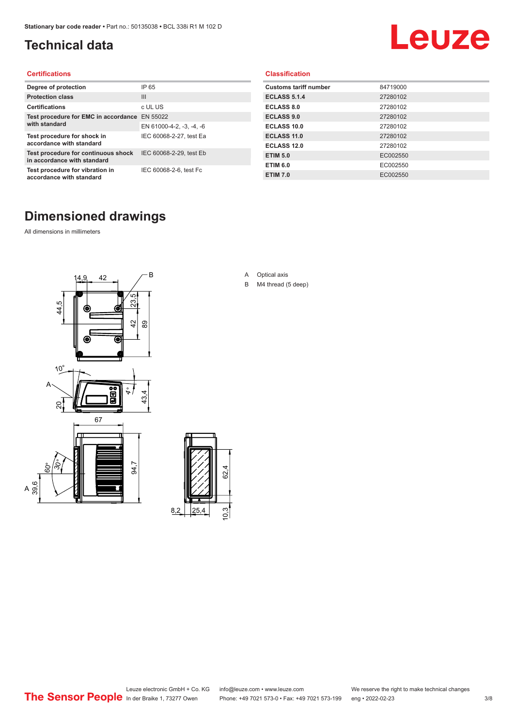# Technical data

## Certifications

| | |
|---|---|
| Degree of protection | IP 65 |
| Protection class | III |
| Certifications | c UL US |
| Test procedure for EMC in accordance with standard | EN 55022 |
| | EN 61000-4-2, -3, -4, -6 |
| Test procedure for shock in accordance with standard | IEC 60068-2-27, test Ea |
| Test procedure for continuous shock in accordance with standard | IEC 60068-2-29, test Eb |
| Test procedure for vibration in accordance with standard | IEC 60068-2-6, test Fc |

## Classification

| | |
|---|---|
| Customs tariff number | 84719000 |
| ECLASS 5.1.4 | 27280102 |
| ECLASS 8.0 | 27280102 |
| ECLASS 9.0 | 27280102 |
| ECLASS 10.0 | 27280102 |
| ECLASS 11.0 | 27280102 |
| ECLASS 12.0 | 27280102 |
| ETIM 5.0 | EC002550 |
| ETIM 6.0 | EC002550 |
| ETIM 7.0 | EC002550 |

# Dimensioned drawings

All dimensions in millimeters

A Optical axis

B M4 thread (5 deep)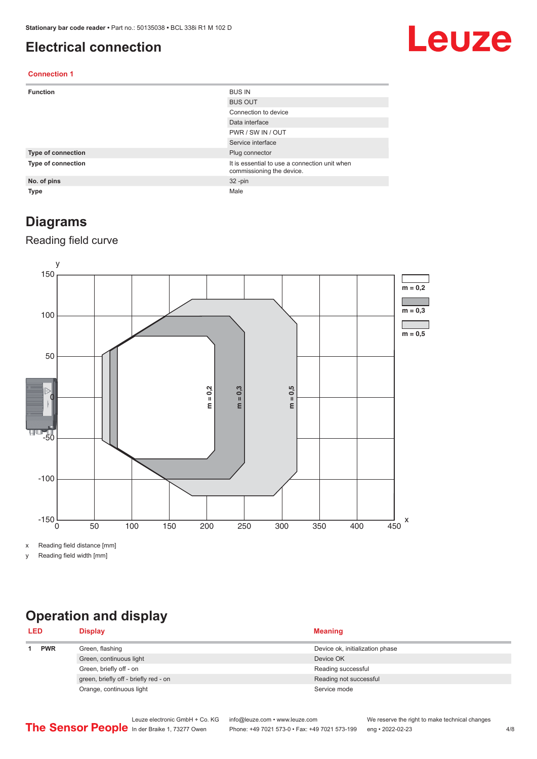# Electrical connection

**Connection 1**

| | |
|---|---|
| **Function** | BUS IN |
| | BUS OUT |
| | Connection to device |
| | Data interface |
| | PWR / SW IN / OUT |
| | Service interface |
| **Type of connection** | Plug connector |
| **Type of connection** | It is essential to use a connection unit when commissioning the device. |
| **No. of pins** | 32 -pin |
| **Type** | Male |

# Diagrams

## Reading field curve

x Reading field distance [mm]

y Reading field width [mm]

# Operation and display

| LED | | Display | Meaning |
|---|---|---|---|
| 1 | PWR | Green, flashing | Device ok, initialization phase |
| | | Green, continuous light | Device OK |
| | | Green, briefly off - on | Reading successful |
| | | green, briefly off - briefly red - on | Reading not successful |
| | | Orange, continuous light | Service mode |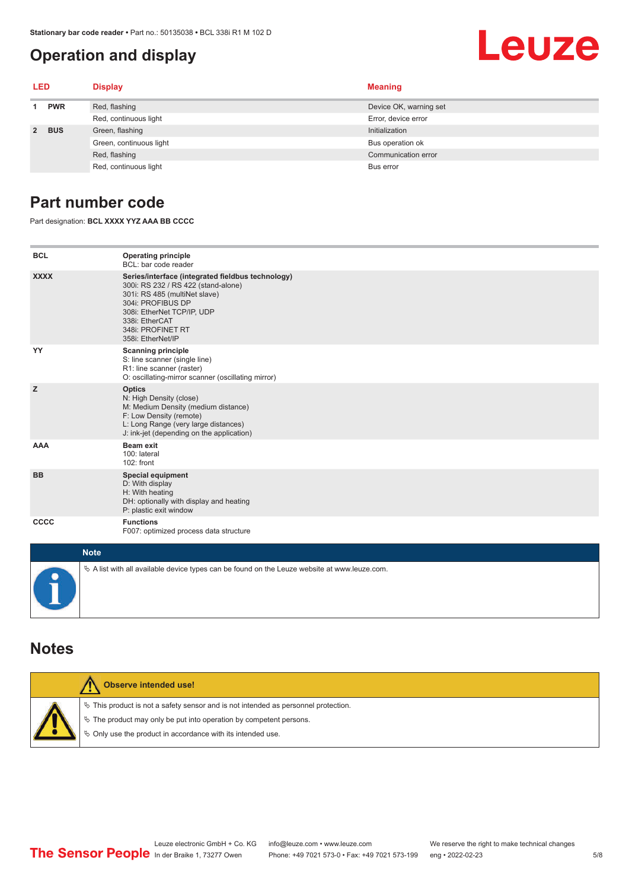## Operation and display

| LED | | Display | Meaning |
|---|---|---|---|
| 1 | PWR | Red, flashing | Device OK, warning set |
| | | Red, continuous light | Error, device error |
| 2 | BUS | Green, flashing | Initialization |
| | | Green, continuous light | Bus operation ok |
| | | Red, flashing | Communication error |
| | | Red, continuous light | Bus error |

## Part number code

Part designation: **BCL XXXX YYZ AAA BB CCCC**

| | |
|---|---|
| **BCL** | **Operating principle**<br>BCL: bar code reader |
| **XXXX** | **Series/interface (integrated fieldbus technology)**<br>300i: RS 232 / RS 422 (stand-alone)<br>301i: RS 485 (multiNet slave)<br>304i: PROFIBUS DP<br>308i: EtherNet TCP/IP, UDP<br>338i: EtherCAT<br>348i: PROFINET RT<br>358i: EtherNet/IP |
| **YY** | **Scanning principle**<br>S: line scanner (single line)<br>R1: line scanner (raster)<br>O: oscillating-mirror scanner (oscillating mirror) |
| **Z** | **Optics**<br>N: High Density (close)<br>M: Medium Density (medium distance)<br>F: Low Density (remote)<br>L: Long Range (very large distances)<br>J: ink-jet (depending on the application) |
| **AAA** | **Beam exit**<br>100: lateral<br>102: front |
| **BB** | **Special equipment**<br>D: With display<br>H: With heating<br>DH: optionally with display and heating<br>P: plastic exit window |
| **CCCC** | **Functions**<br>F007: optimized process data structure |

**Note**

- A list with all available device types can be found on the Leuze website at www.leuze.com.

## Notes

**Observe intended use!**

- This product is not a safety sensor and is not intended as personnel protection.
- The product may only be put into operation by competent persons.
- Only use the product in accordance with its intended use.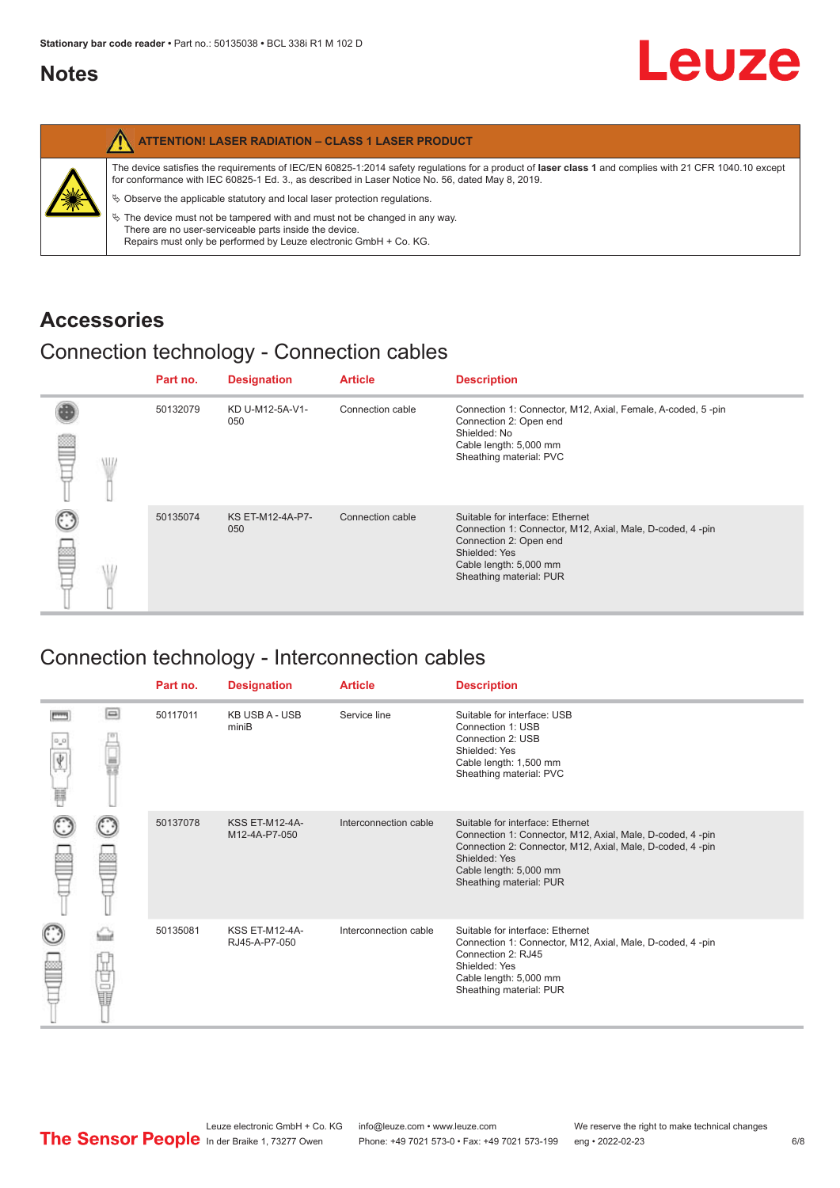# Notes

**ATTENTION! LASER RADIATION – CLASS 1 LASER PRODUCT**

The device satisfies the requirements of IEC/EN 60825-1:2014 safety regulations for a product of **laser class 1** and complies with 21 CFR 1040.10 except for conformance with IEC 60825-1 Ed. 3., as described in Laser Notice No. 56, dated May 8, 2019.

↳ Observe the applicable statutory and local laser protection regulations.

↳ The device must not be tampered with and must not be changed in any way.
There are no user-serviceable parts inside the device.
Repairs must only be performed by Leuze electronic GmbH + Co. KG.

# Accessories

## Connection technology - Connection cables

| Part no. | Designation | Article | Description |
|---|---|---|---|
| 50132079 | KD U-M12-5A-V1-050 | Connection cable | Connection 1: Connector, M12, Axial, Female, A-coded, 5 -pin<br>Connection 2: Open end<br>Shielded: No<br>Cable length: 5,000 mm<br>Sheathing material: PVC |
| 50135074 | KS ET-M12-4A-P7-050 | Connection cable | Suitable for interface: Ethernet<br>Connection 1: Connector, M12, Axial, Male, D-coded, 4 -pin<br>Connection 2: Open end<br>Shielded: Yes<br>Cable length: 5,000 mm<br>Sheathing material: PUR |

## Connection technology - Interconnection cables

| Part no. | Designation | Article | Description |
|---|---|---|---|
| 50117011 | KB USB A - USB miniB | Service line | Suitable for interface: USB<br>Connection 1: USB<br>Connection 2: USB<br>Shielded: Yes<br>Cable length: 1,500 mm<br>Sheathing material: PVC |
| 50137078 | KSS ET-M12-4A-M12-4A-P7-050 | Interconnection cable | Suitable for interface: Ethernet<br>Connection 1: Connector, M12, Axial, Male, D-coded, 4 -pin<br>Connection 2: Connector, M12, Axial, Male, D-coded, 4 -pin<br>Shielded: Yes<br>Cable length: 5,000 mm<br>Sheathing material: PUR |
| 50135081 | KSS ET-M12-4A-RJ45-A-P7-050 | Interconnection cable | Suitable for interface: Ethernet<br>Connection 1: Connector, M12, Axial, Male, D-coded, 4 -pin<br>Connection 2: RJ45<br>Shielded: Yes<br>Cable length: 5,000 mm<br>Sheathing material: PUR |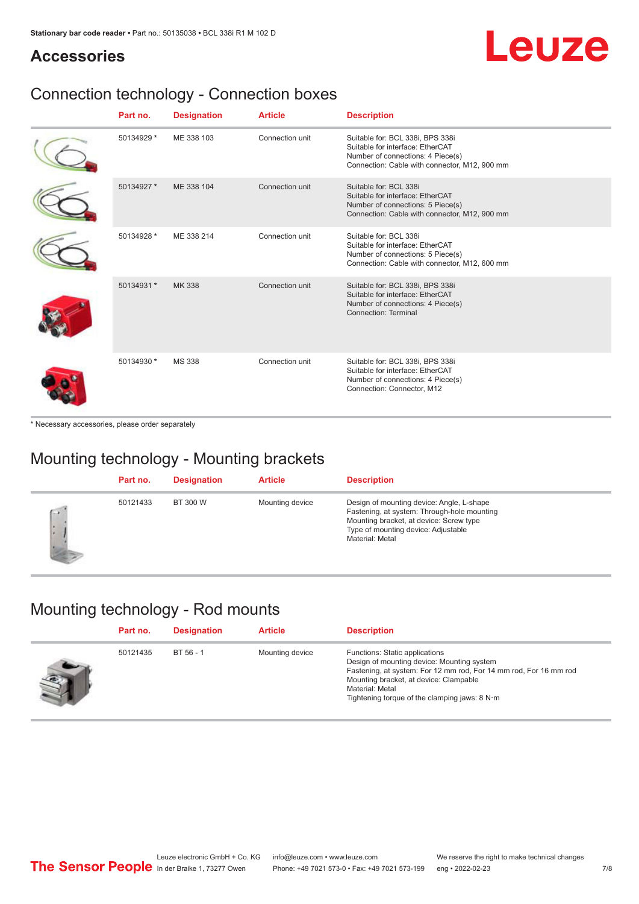## Accessories

### Connection technology - Connection boxes

| Part no. | Designation | Article | Description |
|---|---|---|---|
| 50134929 * | ME 338 103 | Connection unit | Suitable for: BCL 338i, BPS 338i<br>Suitable for interface: EtherCAT<br>Number of connections: 4 Piece(s)<br>Connection: Cable with connector, M12, 900 mm |
| 50134927 * | ME 338 104 | Connection unit | Suitable for: BCL 338i<br>Suitable for interface: EtherCAT<br>Number of connections: 5 Piece(s)<br>Connection: Cable with connector, M12, 900 mm |
| 50134928 * | ME 338 214 | Connection unit | Suitable for: BCL 338i<br>Suitable for interface: EtherCAT<br>Number of connections: 5 Piece(s)<br>Connection: Cable with connector, M12, 600 mm |
| 50134931 * | MK 338 | Connection unit | Suitable for: BCL 338i, BPS 338i<br>Suitable for interface: EtherCAT<br>Number of connections: 4 Piece(s)<br>Connection: Terminal |
| 50134930 * | MS 338 | Connection unit | Suitable for: BCL 338i, BPS 338i<br>Suitable for interface: EtherCAT<br>Number of connections: 4 Piece(s)<br>Connection: Connector, M12 |

* Necessary accessories, please order separately

### Mounting technology - Mounting brackets

| Part no. | Designation | Article | Description |
|---|---|---|---|
| 50121433 | BT 300 W | Mounting device | Design of mounting device: Angle, L-shape<br>Fastening, at system: Through-hole mounting<br>Mounting bracket, at device: Screw type<br>Type of mounting device: Adjustable<br>Material: Metal |

### Mounting technology - Rod mounts

| Part no. | Designation | Article | Description |
|---|---|---|---|
| 50121435 | BT 56 - 1 | Mounting device | Functions: Static applications<br>Design of mounting device: Mounting system<br>Fastening, at system: For 12 mm rod, For 14 mm rod, For 16 mm rod<br>Mounting bracket, at device: Clampable<br>Material: Metal<br>Tightening torque of the clamping jaws: 8 N·m |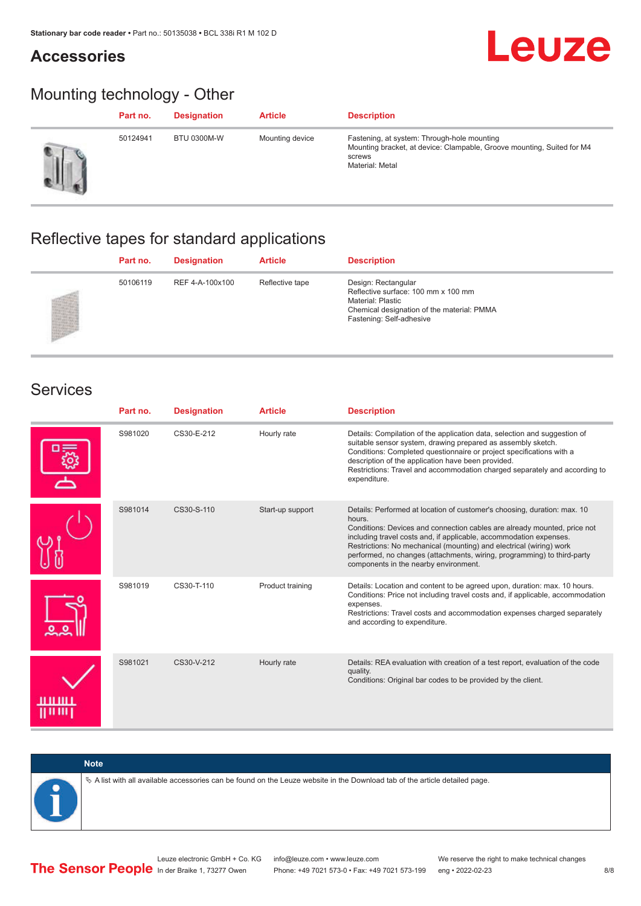# Accessories

## Mounting technology - Other

| Part no. | Designation | Article | Description |
| --- | --- | --- | --- |
| 50124941 | BTU 0300M-W | Mounting device | Fastening, at system: Through-hole mounting<br>Mounting bracket, at device: Clampable, Groove mounting, Suited for M4 screws<br>Material: Metal |

## Reflective tapes for standard applications

| Part no. | Designation | Article | Description |
| --- | --- | --- | --- |
| 50106119 | REF 4-A-100x100 | Reflective tape | Design: Rectangular<br>Reflective surface: 100 mm x 100 mm<br>Material: Plastic<br>Chemical designation of the material: PMMA<br>Fastening: Self-adhesive |

## Services

| Part no. | Designation | Article | Description |
| --- | --- | --- | --- |
| S981020 | CS30-E-212 | Hourly rate | Details: Compilation of the application data, selection and suggestion of suitable sensor system, drawing prepared as assembly sketch.<br>Conditions: Completed questionnaire or project specifications with a description of the application have been provided.<br>Restrictions: Travel and accommodation charged separately and according to expenditure. |
| S981014 | CS30-S-110 | Start-up support | Details: Performed at location of customer's choosing, duration: max. 10 hours.<br>Conditions: Devices and connection cables are already mounted, price not including travel costs and, if applicable, accommodation expenses.<br>Restrictions: No mechanical (mounting) and electrical (wiring) work performed, no changes (attachments, wiring, programming) to third-party components in the nearby environment. |
| S981019 | CS30-T-110 | Product training | Details: Location and content to be agreed upon, duration: max. 10 hours.<br>Conditions: Price not including travel costs and, if applicable, accommodation expenses.<br>Restrictions: Travel costs and accommodation expenses charged separately and according to expenditure. |
| S981021 | CS30-V-212 | Hourly rate | Details: REA evaluation with creation of a test report, evaluation of the code quality.<br>Conditions: Original bar codes to be provided by the client. |

**Note**

A list with all available accessories can be found on the Leuze website in the Download tab of the article detailed page.